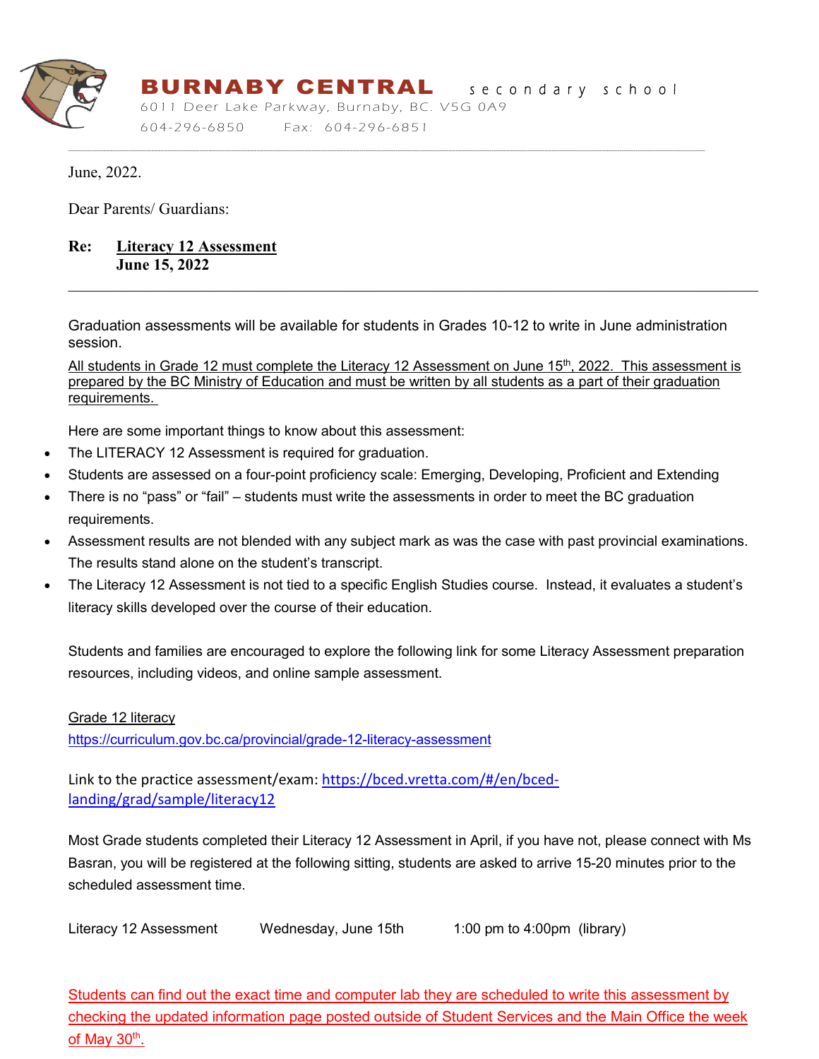# BURNABY CENTRAL secondary school

6011 Deer Lake Parkway, Burnaby, BC. V5G 0A9

604-296-6850 Fax: 604-296-6851

June, 2022.

Dear Parents/ Guardians:

**Re: Literacy 12 Assessment**
**June 15, 2022**

---

Graduation assessments will be available for students in Grades 10-12 to write in June administration session.

All students in Grade 12 must complete the Literacy 12 Assessment on June 15th, 2022. This assessment is prepared by the BC Ministry of Education and must be written by all students as a part of their graduation requirements.

Here are some important things to know about this assessment:

- The LITERACY 12 Assessment is required for graduation.
- Students are assessed on a four-point proficiency scale: Emerging, Developing, Proficient and Extending
- There is no "pass" or "fail" – students must write the assessments in order to meet the BC graduation requirements.
- Assessment results are not blended with any subject mark as was the case with past provincial examinations. The results stand alone on the student's transcript.
- The Literacy 12 Assessment is not tied to a specific English Studies course. Instead, it evaluates a student's literacy skills developed over the course of their education.

Students and families are encouraged to explore the following link for some Literacy Assessment preparation resources, including videos, and online sample assessment.

Grade 12 literacy
https://curriculum.gov.bc.ca/provincial/grade-12-literacy-assessment

Link to the practice assessment/exam: https://bced.vretta.com/#/en/bced-landing/grad/sample/literacy12

Most Grade students completed their Literacy 12 Assessment in April, if you have not, please connect with Ms Basran, you will be registered at the following sitting, students are asked to arrive 15-20 minutes prior to the scheduled assessment time.

Literacy 12 Assessment    Wednesday, June 15th    1:00 pm to 4:00pm (library)

Students can find out the exact time and computer lab they are scheduled to write this assessment by checking the updated information page posted outside of Student Services and the Main Office the week of May 30th.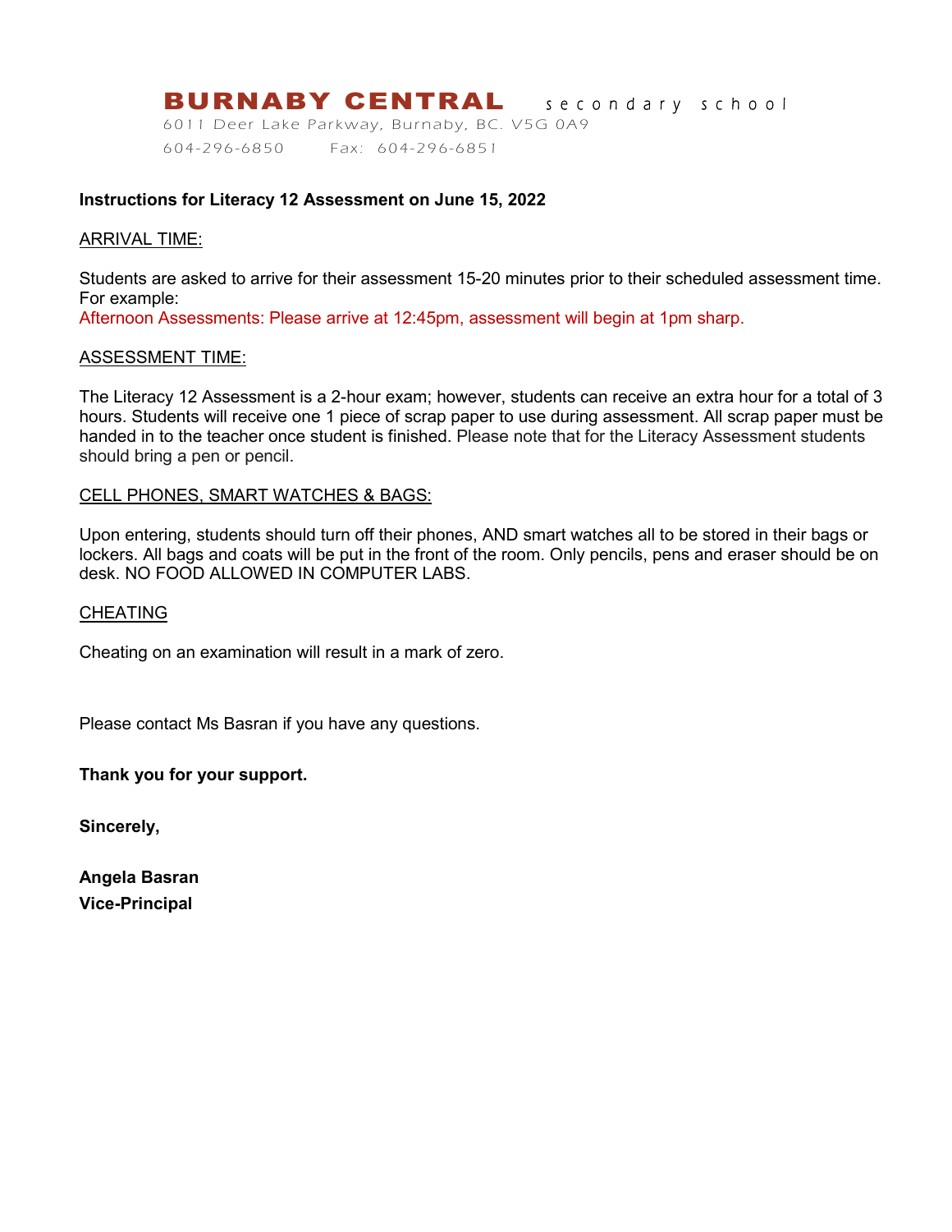**BURNABY CENTRAL** secondary school

6011 Deer Lake Parkway, Burnaby, BC. V5G 0A9

604-296-6850 Fax: 604-296-6851

**Instructions for Literacy 12 Assessment on June 15, 2022**

ARRIVAL TIME:

Students are asked to arrive for their assessment 15-20 minutes prior to their scheduled assessment time. For example:
Afternoon Assessments: Please arrive at 12:45pm, assessment will begin at 1pm sharp.

ASSESSMENT TIME:

The Literacy 12 Assessment is a 2-hour exam; however, students can receive an extra hour for a total of 3 hours. Students will receive one 1 piece of scrap paper to use during assessment. All scrap paper must be handed in to the teacher once student is finished. Please note that for the Literacy Assessment students should bring a pen or pencil.

CELL PHONES, SMART WATCHES & BAGS:

Upon entering, students should turn off their phones, AND smart watches all to be stored in their bags or lockers. All bags and coats will be put in the front of the room. Only pencils, pens and eraser should be on desk. NO FOOD ALLOWED IN COMPUTER LABS.

CHEATING

Cheating on an examination will result in a mark of zero.

Please contact Ms Basran if you have any questions.

**Thank you for your support.**

**Sincerely,**

**Angela Basran**
**Vice-Principal**